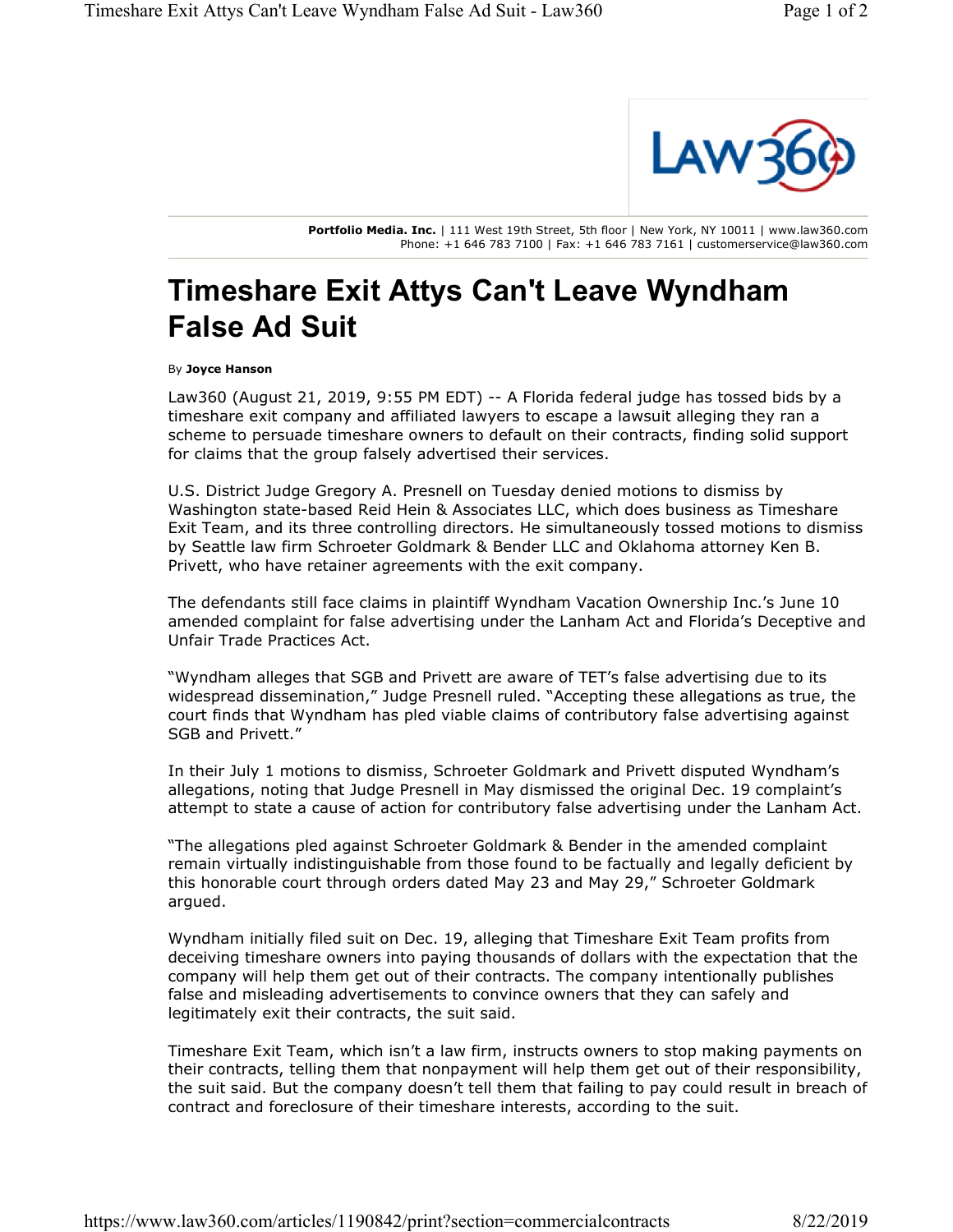Portfolio Media. Inc. | 111 West 19th Street, 5th floor | New York, NY 10011 | www.law360.com
Phone: +1 646 783 7100 | Fax: +1 646 783 7161 | customerservice@law360.com

# Timeshare Exit Attys Can't Leave Wyndham False Ad Suit

By **Joyce Hanson**

Law360 (August 21, 2019, 9:55 PM EDT) -- A Florida federal judge has tossed bids by a timeshare exit company and affiliated lawyers to escape a lawsuit alleging they ran a scheme to persuade timeshare owners to default on their contracts, finding solid support for claims that the group falsely advertised their services.

U.S. District Judge Gregory A. Presnell on Tuesday denied motions to dismiss by Washington state-based Reid Hein & Associates LLC, which does business as Timeshare Exit Team, and its three controlling directors. He simultaneously tossed motions to dismiss by Seattle law firm Schroeter Goldmark & Bender LLC and Oklahoma attorney Ken B. Privett, who have retainer agreements with the exit company.

The defendants still face claims in plaintiff Wyndham Vacation Ownership Inc.'s June 10 amended complaint for false advertising under the Lanham Act and Florida's Deceptive and Unfair Trade Practices Act.

"Wyndham alleges that SGB and Privett are aware of TET's false advertising due to its widespread dissemination," Judge Presnell ruled. "Accepting these allegations as true, the court finds that Wyndham has pled viable claims of contributory false advertising against SGB and Privett."

In their July 1 motions to dismiss, Schroeter Goldmark and Privett disputed Wyndham's allegations, noting that Judge Presnell in May dismissed the original Dec. 19 complaint's attempt to state a cause of action for contributory false advertising under the Lanham Act.

"The allegations pled against Schroeter Goldmark & Bender in the amended complaint remain virtually indistinguishable from those found to be factually and legally deficient by this honorable court through orders dated May 23 and May 29," Schroeter Goldmark argued.

Wyndham initially filed suit on Dec. 19, alleging that Timeshare Exit Team profits from deceiving timeshare owners into paying thousands of dollars with the expectation that the company will help them get out of their contracts. The company intentionally publishes false and misleading advertisements to convince owners that they can safely and legitimately exit their contracts, the suit said.

Timeshare Exit Team, which isn't a law firm, instructs owners to stop making payments on their contracts, telling them that nonpayment will help them get out of their responsibility, the suit said. But the company doesn't tell them that failing to pay could result in breach of contract and foreclosure of their timeshare interests, according to the suit.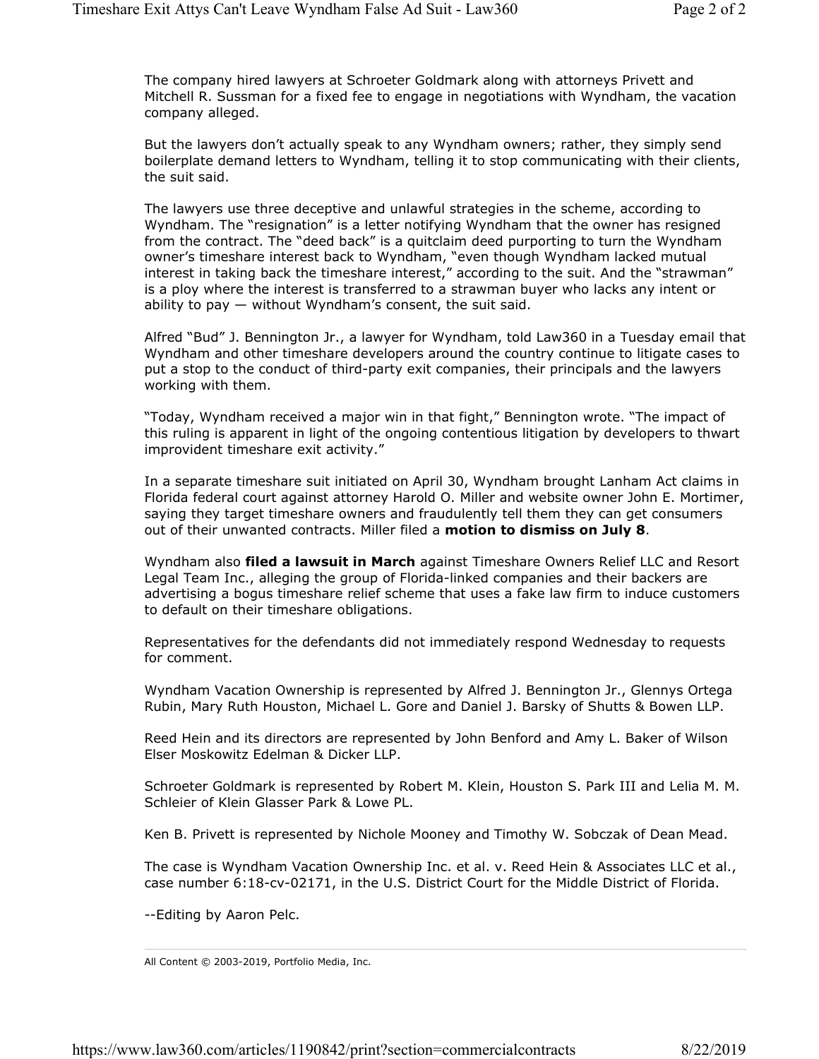The company hired lawyers at Schroeter Goldmark along with attorneys Privett and Mitchell R. Sussman for a fixed fee to engage in negotiations with Wyndham, the vacation company alleged.

But the lawyers don't actually speak to any Wyndham owners; rather, they simply send boilerplate demand letters to Wyndham, telling it to stop communicating with their clients, the suit said.

The lawyers use three deceptive and unlawful strategies in the scheme, according to Wyndham. The "resignation" is a letter notifying Wyndham that the owner has resigned from the contract. The "deed back" is a quitclaim deed purporting to turn the Wyndham owner's timeshare interest back to Wyndham, "even though Wyndham lacked mutual interest in taking back the timeshare interest," according to the suit. And the "strawman" is a ploy where the interest is transferred to a strawman buyer who lacks any intent or ability to pay — without Wyndham's consent, the suit said.

Alfred "Bud" J. Bennington Jr., a lawyer for Wyndham, told Law360 in a Tuesday email that Wyndham and other timeshare developers around the country continue to litigate cases to put a stop to the conduct of third-party exit companies, their principals and the lawyers working with them.

"Today, Wyndham received a major win in that fight," Bennington wrote. "The impact of this ruling is apparent in light of the ongoing contentious litigation by developers to thwart improvident timeshare exit activity."

In a separate timeshare suit initiated on April 30, Wyndham brought Lanham Act claims in Florida federal court against attorney Harold O. Miller and website owner John E. Mortimer, saying they target timeshare owners and fraudulently tell them they can get consumers out of their unwanted contracts. Miller filed a **motion to dismiss on July 8**.

Wyndham also **filed a lawsuit in March** against Timeshare Owners Relief LLC and Resort Legal Team Inc., alleging the group of Florida-linked companies and their backers are advertising a bogus timeshare relief scheme that uses a fake law firm to induce customers to default on their timeshare obligations.

Representatives for the defendants did not immediately respond Wednesday to requests for comment.

Wyndham Vacation Ownership is represented by Alfred J. Bennington Jr., Glennys Ortega Rubin, Mary Ruth Houston, Michael L. Gore and Daniel J. Barsky of Shutts & Bowen LLP.

Reed Hein and its directors are represented by John Benford and Amy L. Baker of Wilson Elser Moskowitz Edelman & Dicker LLP.

Schroeter Goldmark is represented by Robert M. Klein, Houston S. Park III and Lelia M. M. Schleier of Klein Glasser Park & Lowe PL.

Ken B. Privett is represented by Nichole Mooney and Timothy W. Sobczak of Dean Mead.

The case is Wyndham Vacation Ownership Inc. et al. v. Reed Hein & Associates LLC et al., case number 6:18-cv-02171, in the U.S. District Court for the Middle District of Florida.

--Editing by Aaron Pelc.

All Content © 2003-2019, Portfolio Media, Inc.